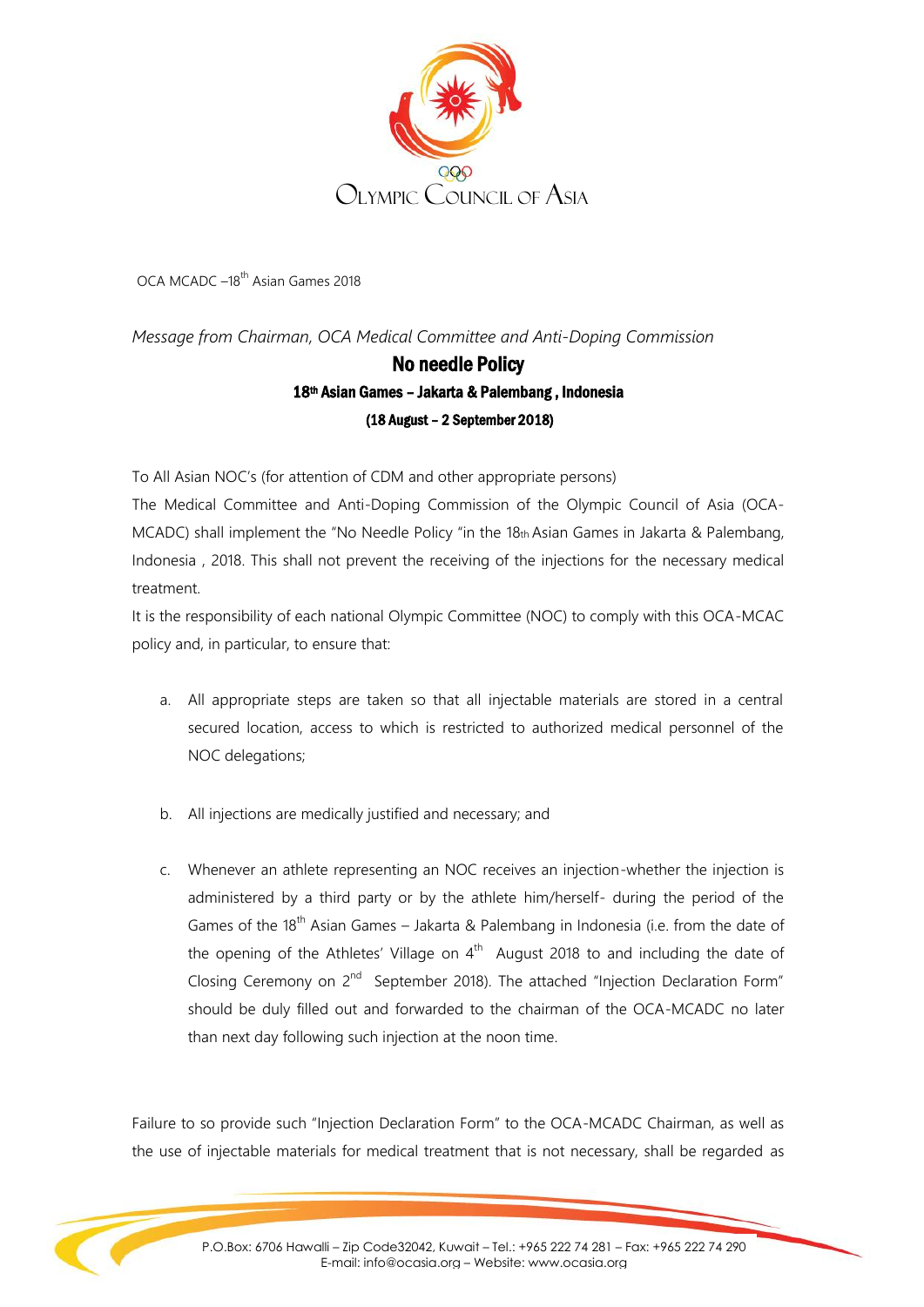OLYMPIC COUNCIL OF ASIA

OCA MCADC –18th Asian Games 2018

*Message from Chairman, OCA Medical Committee and Anti-Doping Commission*

## No needle Policy

### 18th Asian Games – Jakarta & Palembang , Indonesia

**(18 August – 2 September 2018)**

To All Asian NOC's (for attention of CDM and other appropriate persons)

The Medical Committee and Anti-Doping Commission of the Olympic Council of Asia (OCA-MCADC) shall implement the "No Needle Policy "in the 18th Asian Games in Jakarta & Palembang, Indonesia , 2018. This shall not prevent the receiving of the injections for the necessary medical treatment.

It is the responsibility of each national Olympic Committee (NOC) to comply with this OCA-MCAC policy and, in particular, to ensure that:

a. All appropriate steps are taken so that all injectable materials are stored in a central secured location, access to which is restricted to authorized medical personnel of the NOC delegations;

b. All injections are medically justified and necessary; and

c. Whenever an athlete representing an NOC receives an injection-whether the injection is administered by a third party or by the athlete him/herself- during the period of the Games of the 18th Asian Games – Jakarta & Palembang in Indonesia (i.e. from the date of the opening of the Athletes' Village on 4th August 2018 to and including the date of Closing Ceremony on 2nd September 2018). The attached "Injection Declaration Form" should be duly filled out and forwarded to the chairman of the OCA-MCADC no later than next day following such injection at the noon time.

Failure to so provide such "Injection Declaration Form" to the OCA-MCADC Chairman, as well as the use of injectable materials for medical treatment that is not necessary, shall be regarded as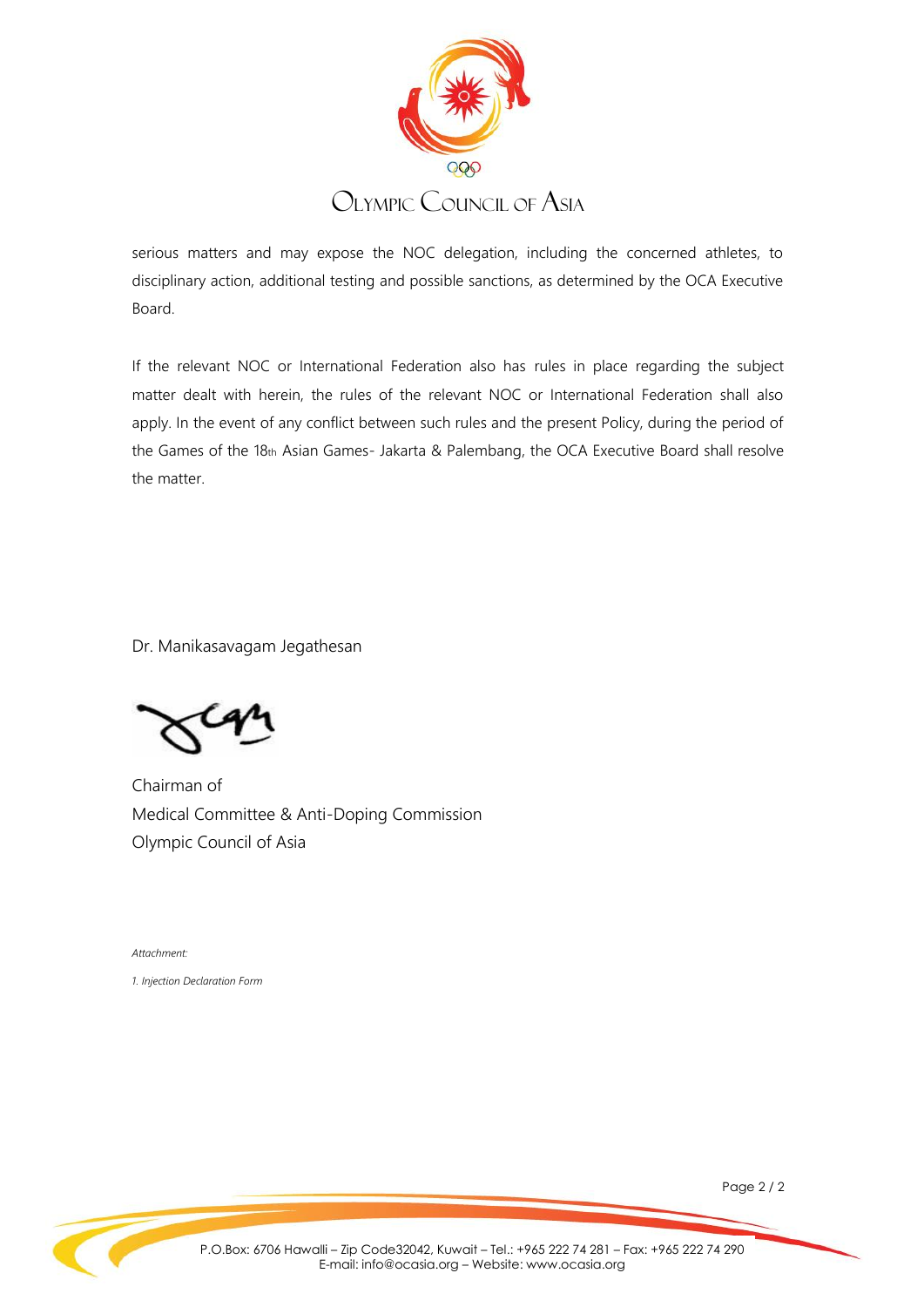serious matters and may expose the NOC delegation, including the concerned athletes, to disciplinary action, additional testing and possible sanctions, as determined by the OCA Executive Board.

If the relevant NOC or International Federation also has rules in place regarding the subject matter dealt with herein, the rules of the relevant NOC or International Federation shall also apply. In the event of any conflict between such rules and the present Policy, during the period of the Games of the 18th Asian Games- Jakarta & Palembang, the OCA Executive Board shall resolve the matter.

Dr. Manikasavagam Jegathesan

Chairman of
Medical Committee & Anti-Doping Commission
Olympic Council of Asia

*Attachment:*

*1. Injection Declaration Form*